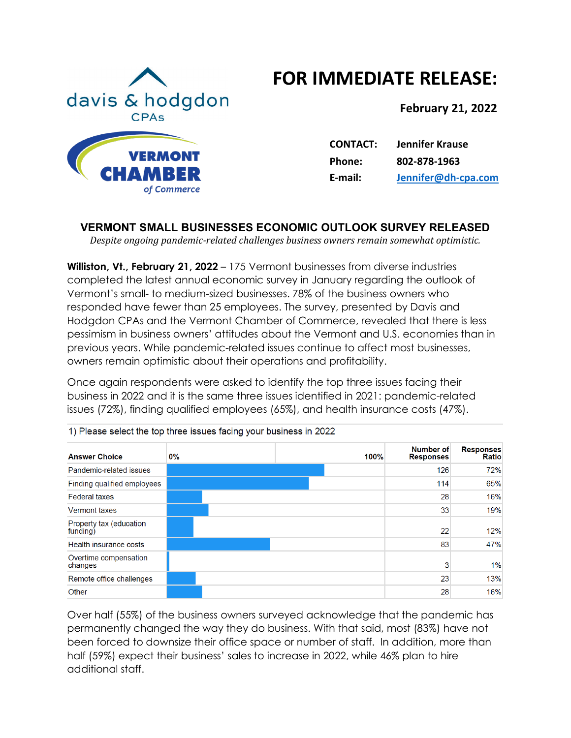davis & hodgdon CPAs

VERMONT CHAMBER of Commerce

# FOR IMMEDIATE RELEASE:

**February 21, 2022**

**CONTACT:** Jennifer Krause
**Phone:** 802-878-1963
**E-mail:** Jennifer@dh-cpa.com

## VERMONT SMALL BUSINESSES ECONOMIC OUTLOOK SURVEY RELEASED

*Despite ongoing pandemic-related challenges business owners remain somewhat optimistic.*

**Williston, Vt., February 21, 2022** – 175 Vermont businesses from diverse industries completed the latest annual economic survey in January regarding the outlook of Vermont's small- to medium-sized businesses. 78% of the business owners who responded have fewer than 25 employees. The survey, presented by Davis and Hodgdon CPAs and the Vermont Chamber of Commerce, revealed that there is less pessimism in business owners' attitudes about the Vermont and U.S. economies than in previous years. While pandemic-related issues continue to affect most businesses, owners remain optimistic about their operations and profitability.

Once again respondents were asked to identify the top three issues facing their business in 2022 and it is the same three issues identified in 2021: pandemic-related issues (72%), finding qualified employees (65%), and health insurance costs (47%).

1) Please select the top three issues facing your business in 2022

| Answer Choice | Number of Responses | Responses Ratio |
|---|---|---|
| Pandemic-related issues | 126 | 72% |
| Finding qualified employees | 114 | 65% |
| Federal taxes | 28 | 16% |
| Vermont taxes | 33 | 19% |
| Property tax (education funding) | 22 | 12% |
| Health insurance costs | 83 | 47% |
| Overtime compensation changes | 3 | 1% |
| Remote office challenges | 23 | 13% |
| Other | 28 | 16% |

Over half (55%) of the business owners surveyed acknowledge that the pandemic has permanently changed the way they do business. With that said, most (83%) have not been forced to downsize their office space or number of staff. In addition, more than half (59%) expect their business' sales to increase in 2022, while 46% plan to hire additional staff.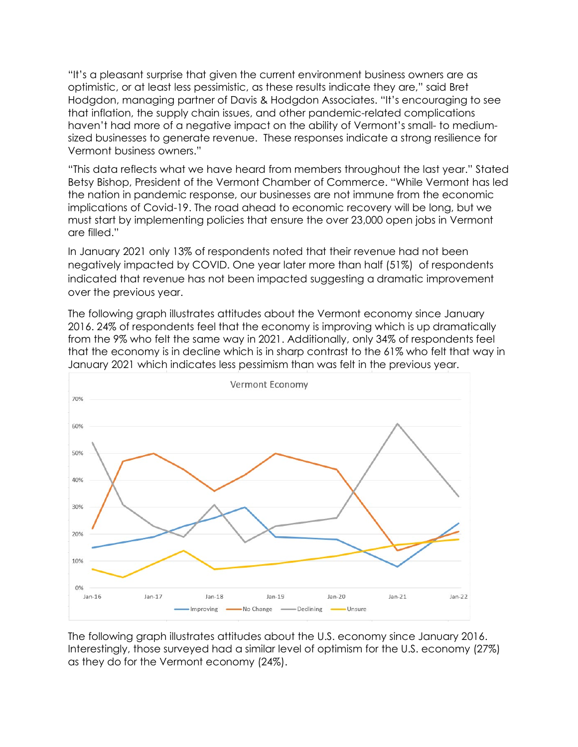"It's a pleasant surprise that given the current environment business owners are as optimistic, or at least less pessimistic, as these results indicate they are," said Bret Hodgdon, managing partner of Davis & Hodgdon Associates. "It's encouraging to see that inflation, the supply chain issues, and other pandemic-related complications haven't had more of a negative impact on the ability of Vermont's small- to medium-sized businesses to generate revenue. These responses indicate a strong resilience for Vermont business owners."

"This data reflects what we have heard from members throughout the last year." Stated Betsy Bishop, President of the Vermont Chamber of Commerce. "While Vermont has led the nation in pandemic response, our businesses are not immune from the economic implications of Covid-19. The road ahead to economic recovery will be long, but we must start by implementing policies that ensure the over 23,000 open jobs in Vermont are filled."

In January 2021 only 13% of respondents noted that their revenue had not been negatively impacted by COVID. One year later more than half (51%) of respondents indicated that revenue has not been impacted suggesting a dramatic improvement over the previous year.

The following graph illustrates attitudes about the Vermont economy since January 2016. 24% of respondents feel that the economy is improving which is up dramatically from the 9% who felt the same way in 2021. Additionally, only 34% of respondents feel that the economy is in decline which is in sharp contrast to the 61% who felt that way in January 2021 which indicates less pessimism than was felt in the previous year.

The following graph illustrates attitudes about the U.S. economy since January 2016. Interestingly, those surveyed had a similar level of optimism for the U.S. economy (27%) as they do for the Vermont economy (24%).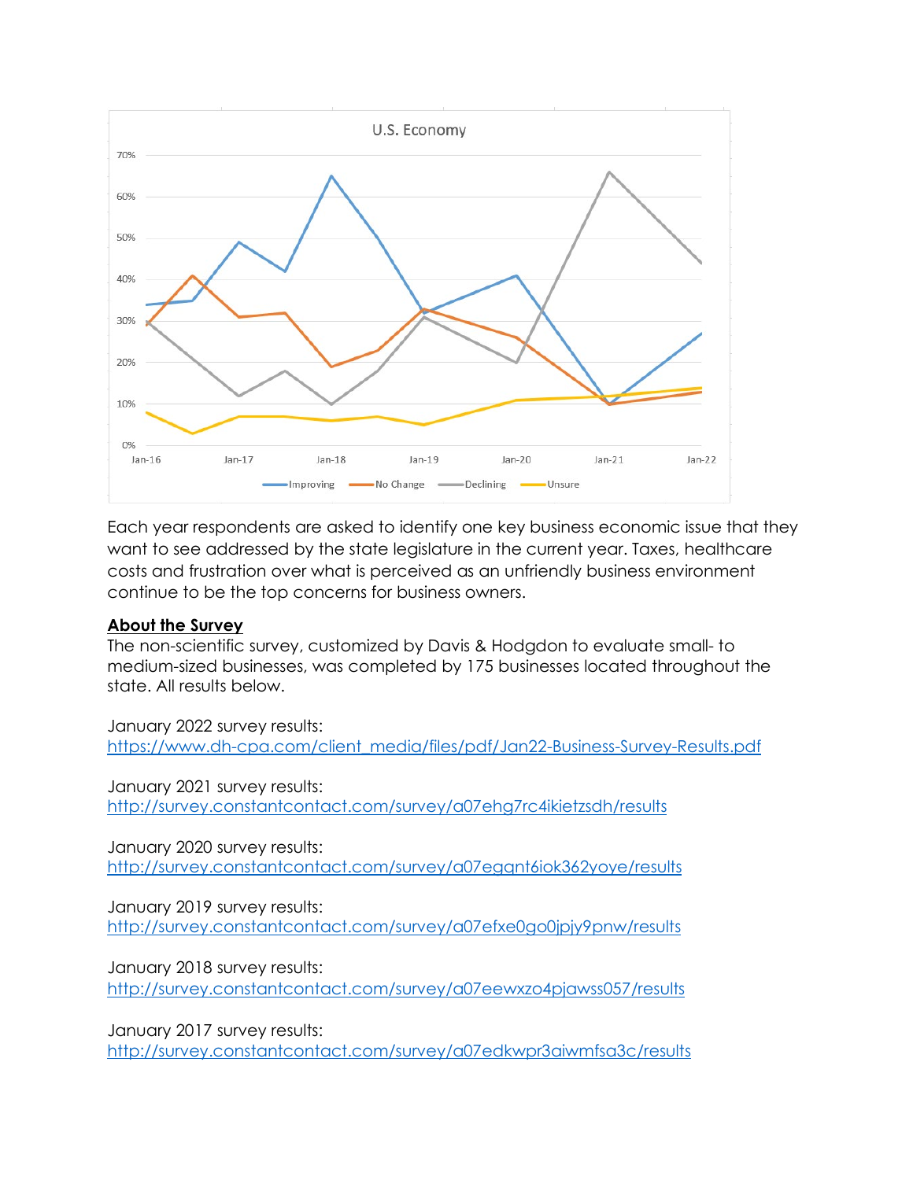Each year respondents are asked to identify one key business economic issue that they want to see addressed by the state legislature in the current year. Taxes, healthcare costs and frustration over what is perceived as an unfriendly business environment continue to be the top concerns for business owners.

## About the Survey

The non-scientific survey, customized by Davis & Hodgdon to evaluate small- to medium-sized businesses, was completed by 175 businesses located throughout the state. All results below.

January 2022 survey results:
https://www.dh-cpa.com/client_media/files/pdf/Jan22-Business-Survey-Results.pdf

January 2021 survey results:
http://survey.constantcontact.com/survey/a07ehg7rc4ikietzsdh/results

January 2020 survey results:
http://survey.constantcontact.com/survey/a07egqnt6iok362yoye/results

January 2019 survey results:
http://survey.constantcontact.com/survey/a07efxe0go0jpjy9pnw/results

January 2018 survey results:
http://survey.constantcontact.com/survey/a07eewxzo4pjawss057/results

January 2017 survey results:
http://survey.constantcontact.com/survey/a07edkwpr3aiwmfsa3c/results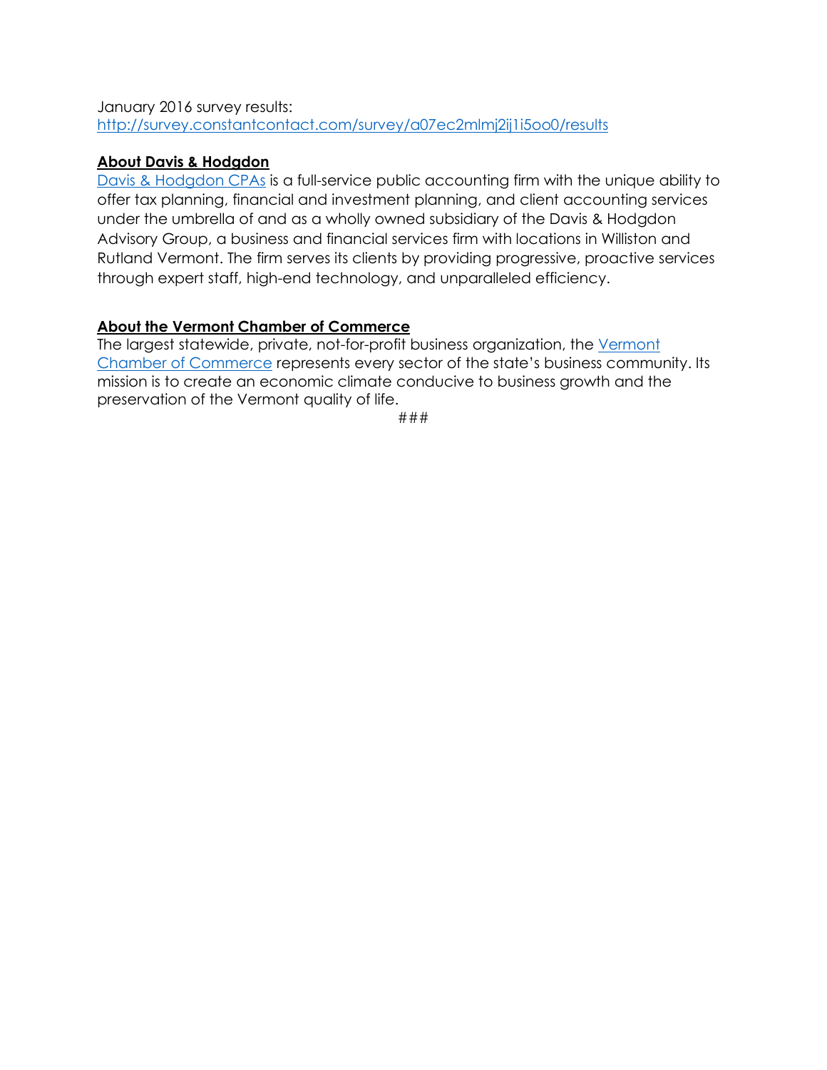January 2016 survey results:
http://survey.constantcontact.com/survey/a07ec2mlmj2ij1i5oo0/results

**About Davis & Hodgdon**

Davis & Hodgdon CPAs is a full-service public accounting firm with the unique ability to offer tax planning, financial and investment planning, and client accounting services under the umbrella of and as a wholly owned subsidiary of the Davis & Hodgdon Advisory Group, a business and financial services firm with locations in Williston and Rutland Vermont. The firm serves its clients by providing progressive, proactive services through expert staff, high-end technology, and unparalleled efficiency.

**About the Vermont Chamber of Commerce**

The largest statewide, private, not-for-profit business organization, the Vermont Chamber of Commerce represents every sector of the state's business community. Its mission is to create an economic climate conducive to business growth and the preservation of the Vermont quality of life.

###